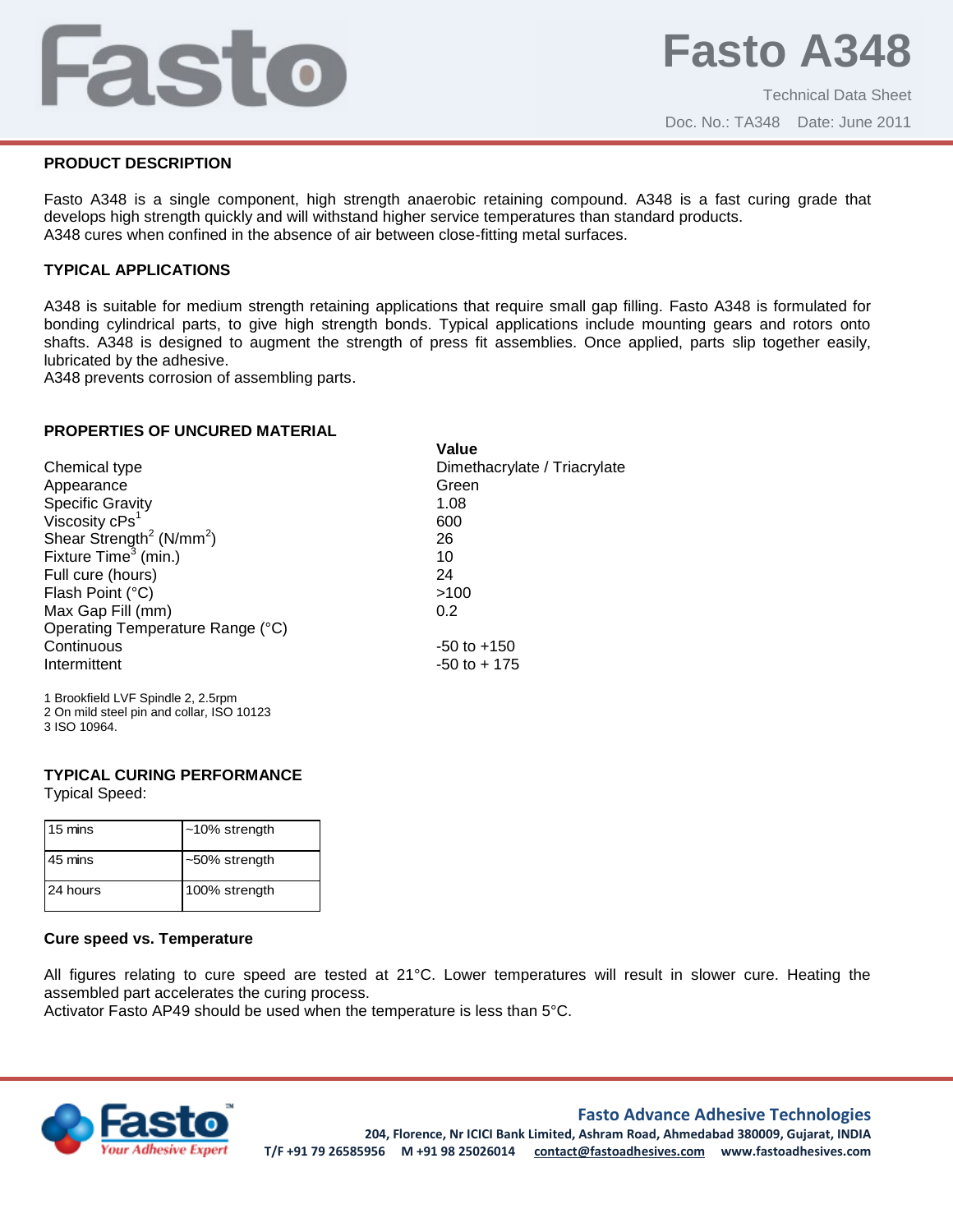# Fasto A348

Technical Data Sheet

Doc. No.: TA348 Date: June 2011

## PRODUCT DESCRIPTION

Fasto A348 is a single component, high strength anaerobic retaining compound. A348 is a fast curing grade that develops high strength quickly and will withstand higher service temperatures than standard products.
A348 cures when confined in the absence of air between close-fitting metal surfaces.

## TYPICAL APPLICATIONS

A348 is suitable for medium strength retaining applications that require small gap filling. Fasto A348 is formulated for bonding cylindrical parts, to give high strength bonds. Typical applications include mounting gears and rotors onto shafts. A348 is designed to augment the strength of press fit assemblies. Once applied, parts slip together easily, lubricated by the adhesive.
A348 prevents corrosion of assembling parts.

## PROPERTIES OF UNCURED MATERIAL

| | **Value** |
|---|---|
| Chemical type | Dimethacrylate / Triacrylate |
| Appearance | Green |
| Specific Gravity | 1.08 |
| Viscosity cPs[1] | 600 |
| Shear Strength[2] (N/mm$^2$) | 26 |
| Fixture Time[3] (min.) | 10 |
| Full cure (hours) | 24 |
| Flash Point (°C) | >100 |
| Max Gap Fill (mm) | 0.2 |
| Operating Temperature Range (°C) | |
| Continuous | -50 to +150 |
| Intermittent | -50 to + 175 |

1 Brookfield LVF Spindle 2, 2.5rpm
2 On mild steel pin and collar, ISO 10123
3 ISO 10964.

## TYPICAL CURING PERFORMANCE

Typical Speed:

| | |
|---|---|
| 15 mins | ~10% strength |
| 45 mins | ~50% strength |
| 24 hours | 100% strength |

### Cure speed vs. Temperature

All figures relating to cure speed are tested at 21°C. Lower temperatures will result in slower cure. Heating the assembled part accelerates the curing process.
Activator Fasto AP49 should be used when the temperature is less than 5°C.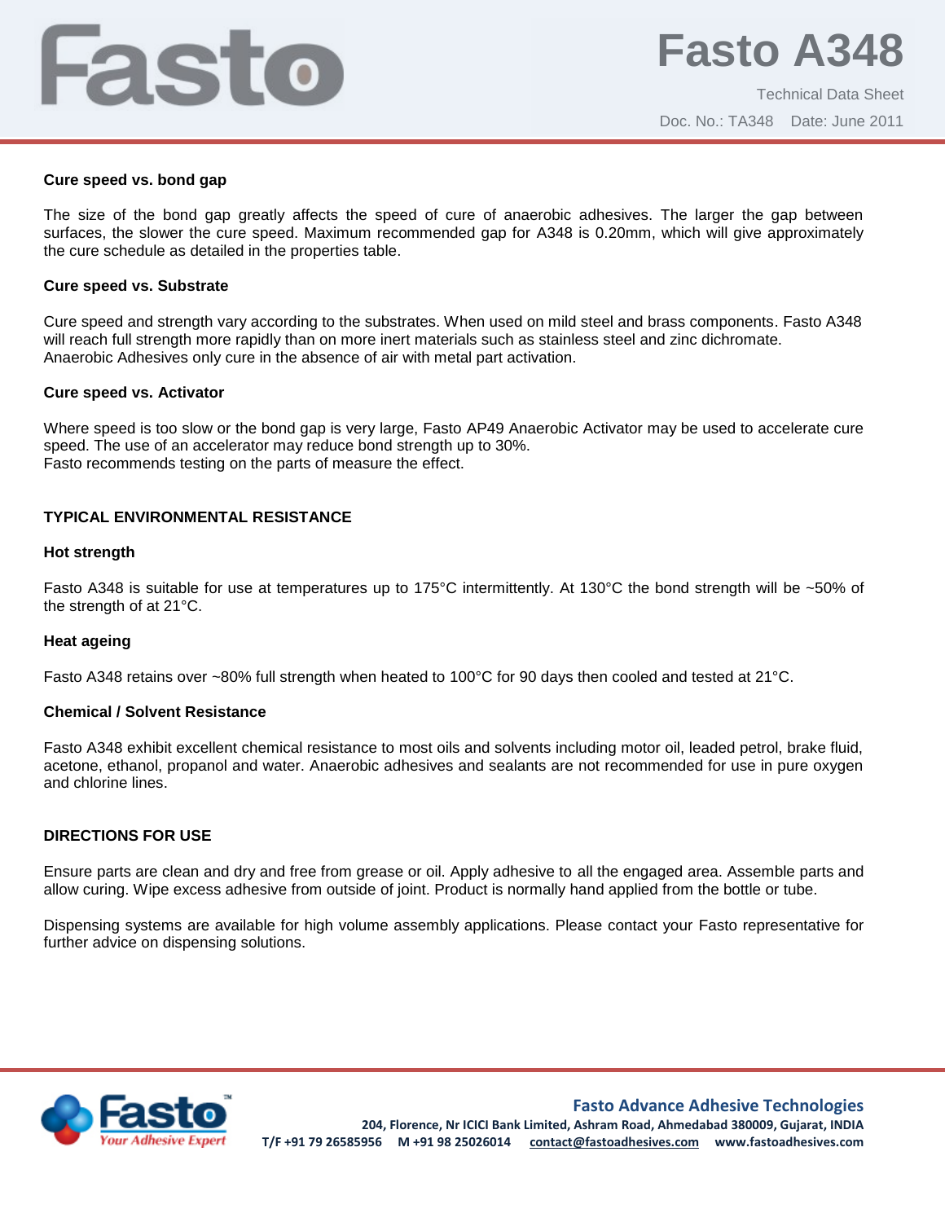### Cure speed vs. bond gap

The size of the bond gap greatly affects the speed of cure of anaerobic adhesives. The larger the gap between surfaces, the slower the cure speed. Maximum recommended gap for A348 is 0.20mm, which will give approximately the cure schedule as detailed in the properties table.

### Cure speed vs. Substrate

Cure speed and strength vary according to the substrates. When used on mild steel and brass components. Fasto A348 will reach full strength more rapidly than on more inert materials such as stainless steel and zinc dichromate.
Anaerobic Adhesives only cure in the absence of air with metal part activation.

### Cure speed vs. Activator

Where speed is too slow or the bond gap is very large, Fasto AP49 Anaerobic Activator may be used to accelerate cure speed. The use of an accelerator may reduce bond strength up to 30%.
Fasto recommends testing on the parts of measure the effect.

## TYPICAL ENVIRONMENTAL RESISTANCE

### Hot strength

Fasto A348 is suitable for use at temperatures up to 175°C intermittently. At 130°C the bond strength will be ~50% of the strength of at 21°C.

### Heat ageing

Fasto A348 retains over ~80% full strength when heated to 100°C for 90 days then cooled and tested at 21°C.

### Chemical / Solvent Resistance

Fasto A348 exhibit excellent chemical resistance to most oils and solvents including motor oil, leaded petrol, brake fluid, acetone, ethanol, propanol and water. Anaerobic adhesives and sealants are not recommended for use in pure oxygen and chlorine lines.

## DIRECTIONS FOR USE

Ensure parts are clean and dry and free from grease or oil. Apply adhesive to all the engaged area. Assemble parts and allow curing. Wipe excess adhesive from outside of joint. Product is normally hand applied from the bottle or tube.

Dispensing systems are available for high volume assembly applications. Please contact your Fasto representative for further advice on dispensing solutions.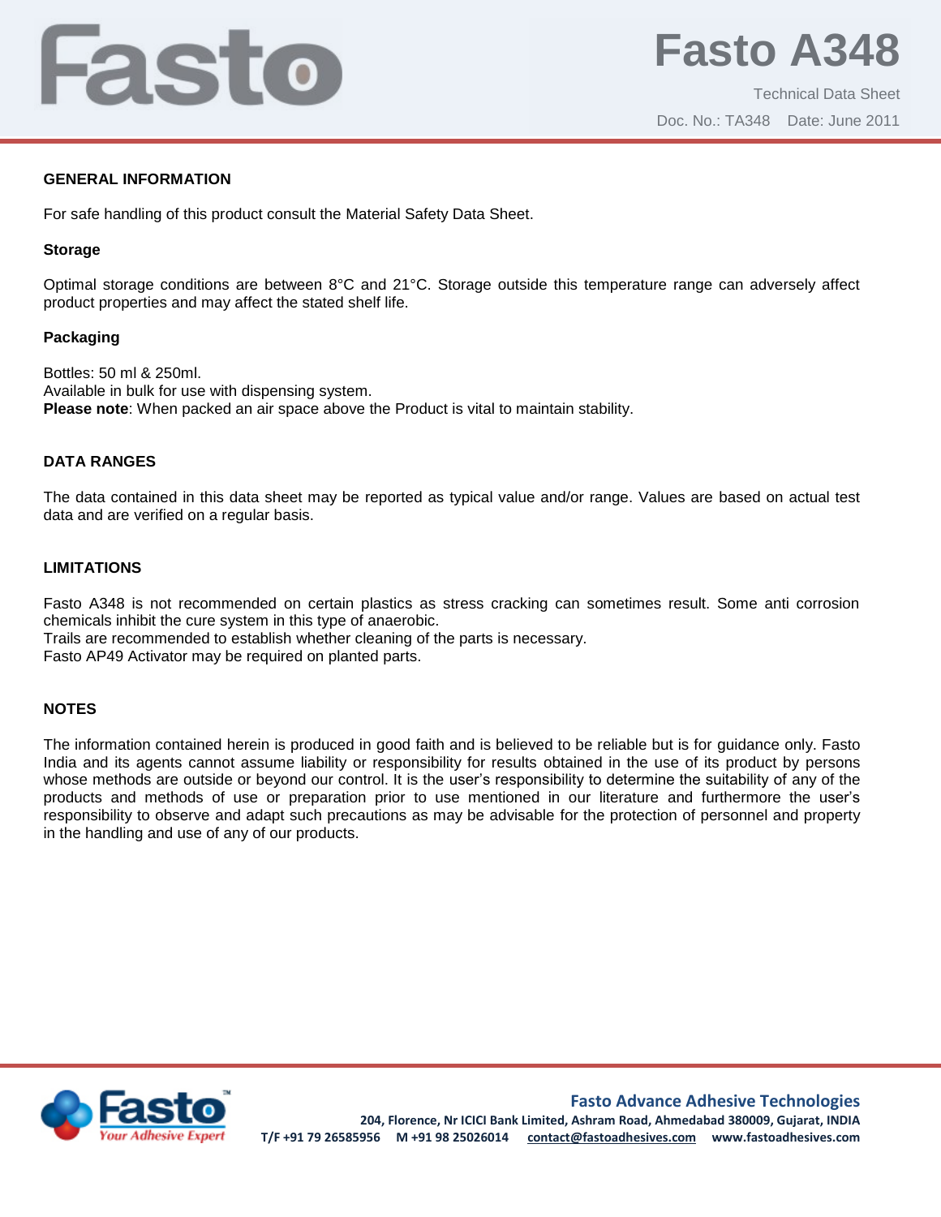## GENERAL INFORMATION

For safe handling of this product consult the Material Safety Data Sheet.

### Storage

Optimal storage conditions are between 8°C and 21°C. Storage outside this temperature range can adversely affect product properties and may affect the stated shelf life.

### Packaging

Bottles: 50 ml & 250ml.
Available in bulk for use with dispensing system.
**Please note**: When packed an air space above the Product is vital to maintain stability.

## DATA RANGES

The data contained in this data sheet may be reported as typical value and/or range. Values are based on actual test data and are verified on a regular basis.

## LIMITATIONS

Fasto A348 is not recommended on certain plastics as stress cracking can sometimes result. Some anti corrosion chemicals inhibit the cure system in this type of anaerobic.
Trails are recommended to establish whether cleaning of the parts is necessary.
Fasto AP49 Activator may be required on planted parts.

## NOTES

The information contained herein is produced in good faith and is believed to be reliable but is for guidance only. Fasto India and its agents cannot assume liability or responsibility for results obtained in the use of its product by persons whose methods are outside or beyond our control. It is the user's responsibility to determine the suitability of any of the products and methods of use or preparation prior to use mentioned in our literature and furthermore the user's responsibility to observe and adapt such precautions as may be advisable for the protection of personnel and property in the handling and use of any of our products.